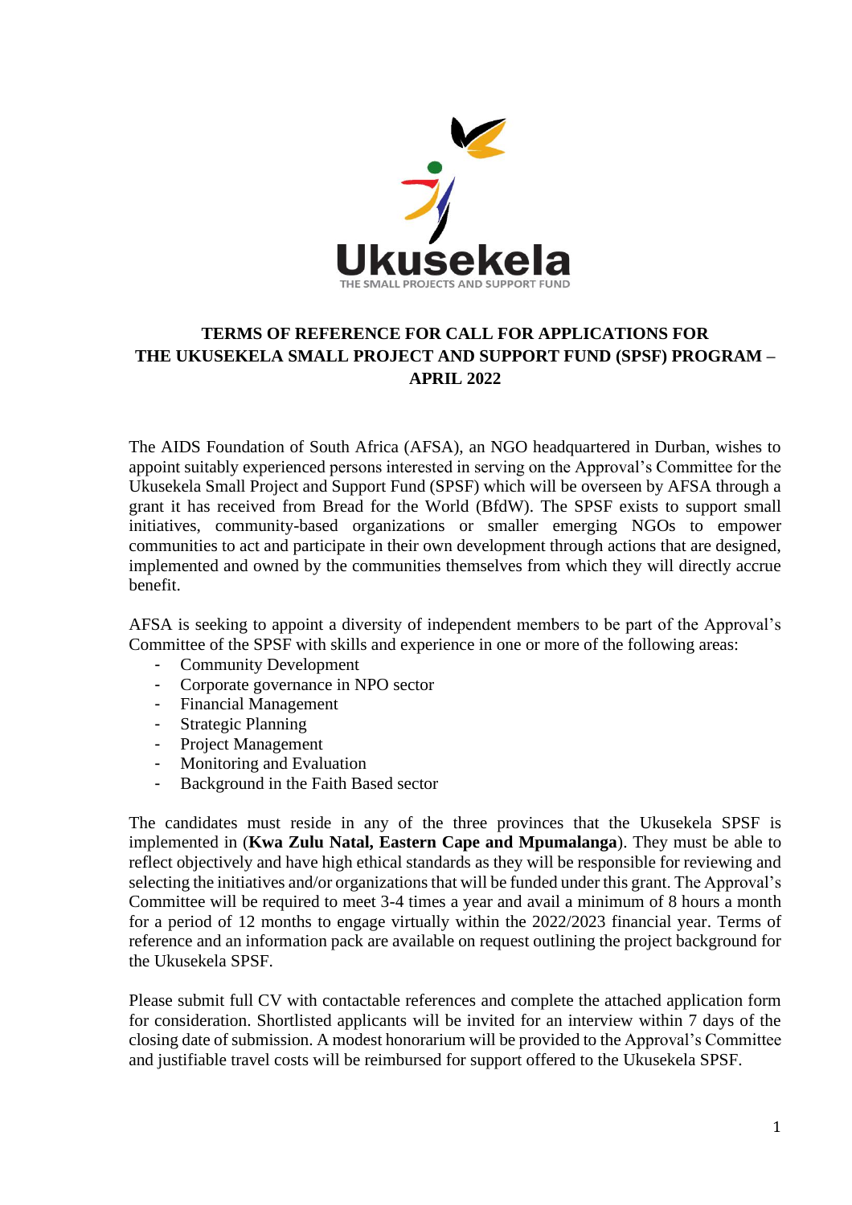Ukusekela

THE SMALL PROJECTS AND SUPPORT FUND

# TERMS OF REFERENCE FOR CALL FOR APPLICATIONS FOR THE UKUSEKELA SMALL PROJECT AND SUPPORT FUND (SPSF) PROGRAM – APRIL 2022

The AIDS Foundation of South Africa (AFSA), an NGO headquartered in Durban, wishes to appoint suitably experienced persons interested in serving on the Approval's Committee for the Ukusekela Small Project and Support Fund (SPSF) which will be overseen by AFSA through a grant it has received from Bread for the World (BfdW). The SPSF exists to support small initiatives, community-based organizations or smaller emerging NGOs to empower communities to act and participate in their own development through actions that are designed, implemented and owned by the communities themselves from which they will directly accrue benefit.

AFSA is seeking to appoint a diversity of independent members to be part of the Approval's Committee of the SPSF with skills and experience in one or more of the following areas:

- Community Development
- Corporate governance in NPO sector
- Financial Management
- Strategic Planning
- Project Management
- Monitoring and Evaluation
- Background in the Faith Based sector

The candidates must reside in any of the three provinces that the Ukusekela SPSF is implemented in (**Kwa Zulu Natal, Eastern Cape and Mpumalanga**). They must be able to reflect objectively and have high ethical standards as they will be responsible for reviewing and selecting the initiatives and/or organizations that will be funded under this grant. The Approval's Committee will be required to meet 3-4 times a year and avail a minimum of 8 hours a month for a period of 12 months to engage virtually within the 2022/2023 financial year. Terms of reference and an information pack are available on request outlining the project background for the Ukusekela SPSF.

Please submit full CV with contactable references and complete the attached application form for consideration. Shortlisted applicants will be invited for an interview within 7 days of the closing date of submission. A modest honorarium will be provided to the Approval's Committee and justifiable travel costs will be reimbursed for support offered to the Ukusekela SPSF.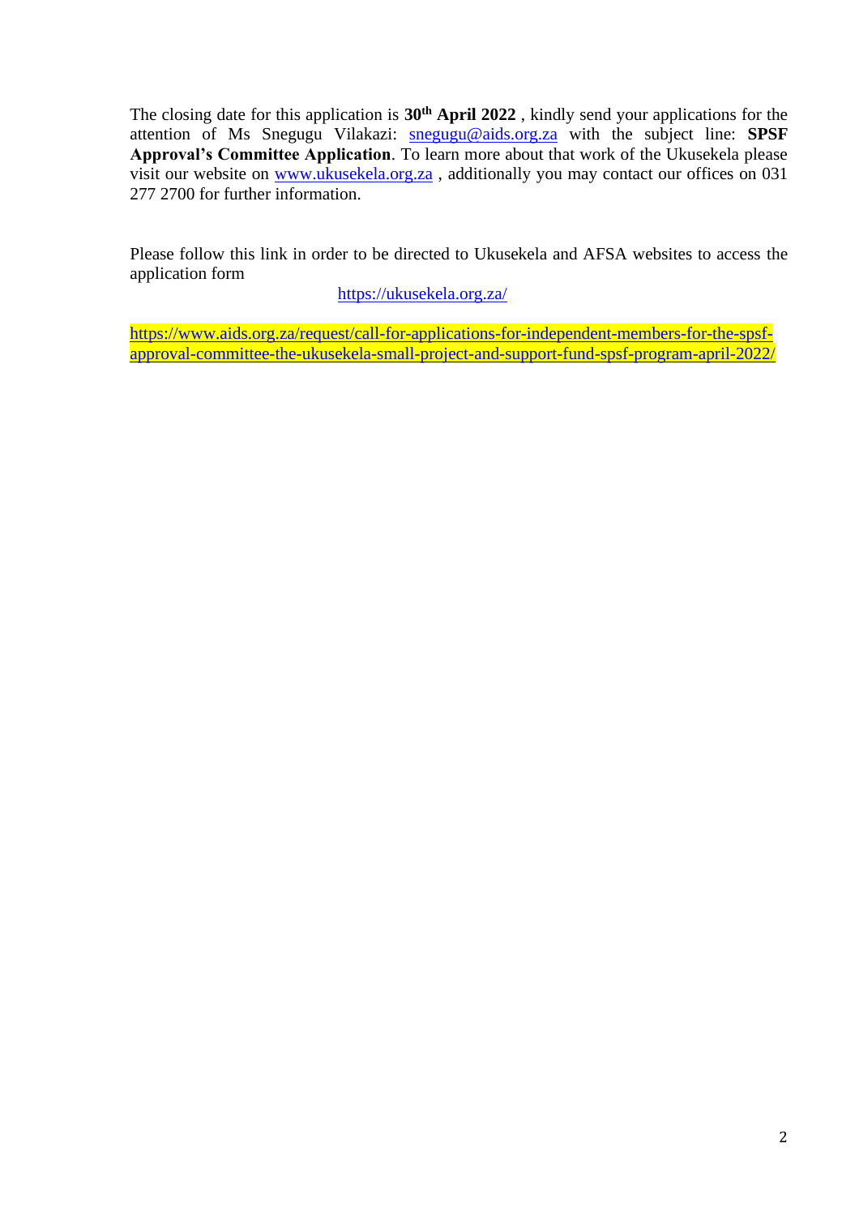The closing date for this application is **30th April 2022** , kindly send your applications for the attention of Ms Snegugu Vilakazi: snegugu@aids.org.za with the subject line: **SPSF Approval's Committee Application**. To learn more about that work of the Ukusekela please visit our website on www.ukusekela.org.za , additionally you may contact our offices on 031 277 2700 for further information.

Please follow this link in order to be directed to Ukusekela and AFSA websites to access the application form

https://ukusekela.org.za/

https://www.aids.org.za/request/call-for-applications-for-independent-members-for-the-spsf-approval-committee-the-ukusekela-small-project-and-support-fund-spsf-program-april-2022/